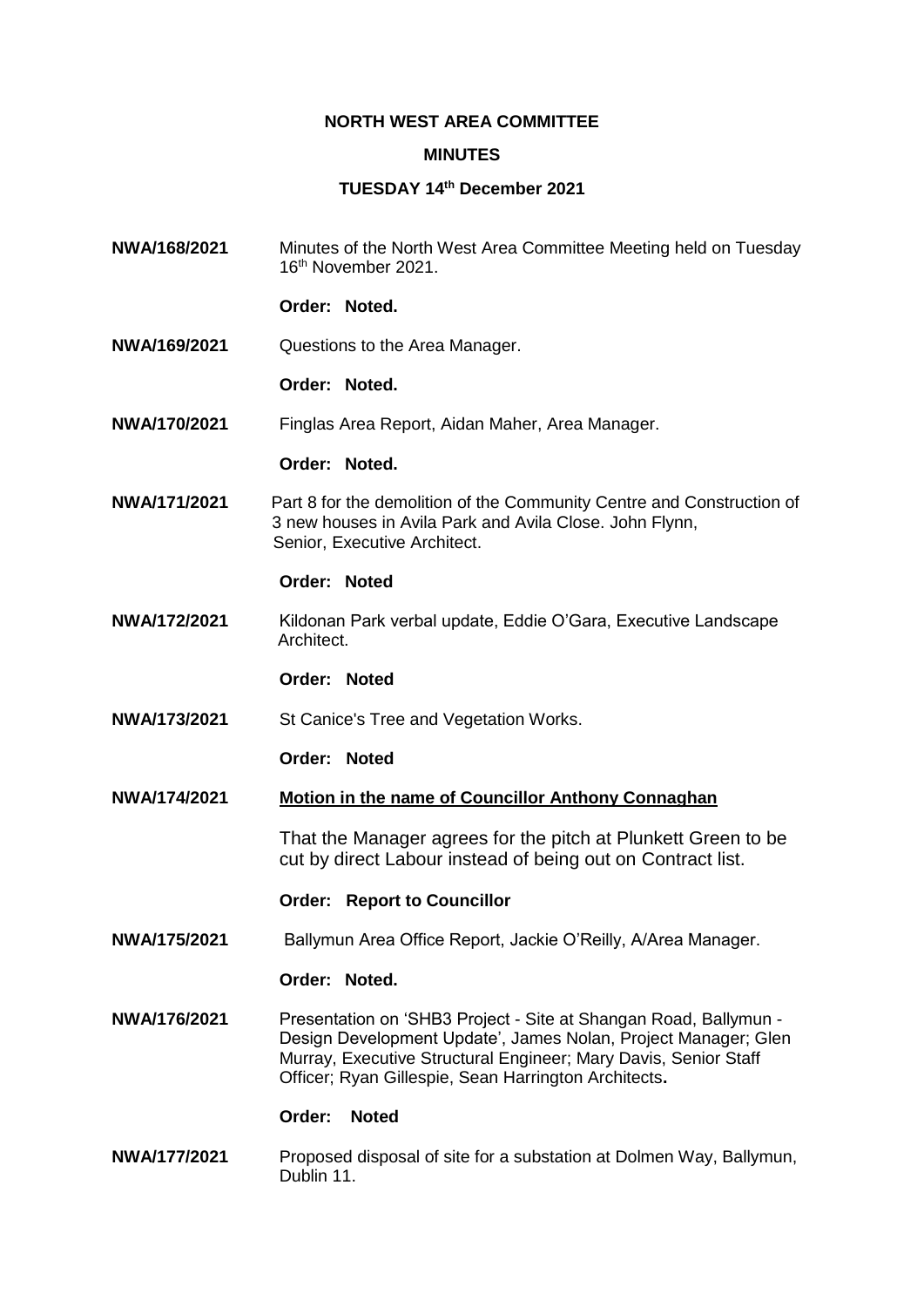**NORTH WEST AREA COMMITTEE**

**MINUTES**

**TUESDAY 14th December 2021**

**NWA/168/2021** Minutes of the North West Area Committee Meeting held on Tuesday 16th November 2021.

**Order: Noted.**

**NWA/169/2021** Questions to the Area Manager.

**Order: Noted.**

**NWA/170/2021** Finglas Area Report, Aidan Maher, Area Manager.

**Order: Noted.**

**NWA/171/2021** Part 8 for the demolition of the Community Centre and Construction of 3 new houses in Avila Park and Avila Close. John Flynn, Senior, Executive Architect.

**Order: Noted**

**NWA/172/2021** Kildonan Park verbal update, Eddie O'Gara, Executive Landscape Architect.

**Order: Noted**

**NWA/173/2021** St Canice's Tree and Vegetation Works.

**Order: Noted**

**NWA/174/2021** **Motion in the name of Councillor Anthony Connaghan**

That the Manager agrees for the pitch at Plunkett Green to be cut by direct Labour instead of being out on Contract list.

**Order: Report to Councillor**

**NWA/175/2021** Ballymun Area Office Report, Jackie O'Reilly, A/Area Manager.

**Order: Noted.**

**NWA/176/2021** Presentation on 'SHB3 Project - Site at Shangan Road, Ballymun - Design Development Update', James Nolan, Project Manager; Glen Murray, Executive Structural Engineer; Mary Davis, Senior Staff Officer; Ryan Gillespie, Sean Harrington Architects**.**

**Order: Noted**

**NWA/177/2021** Proposed disposal of site for a substation at Dolmen Way, Ballymun, Dublin 11.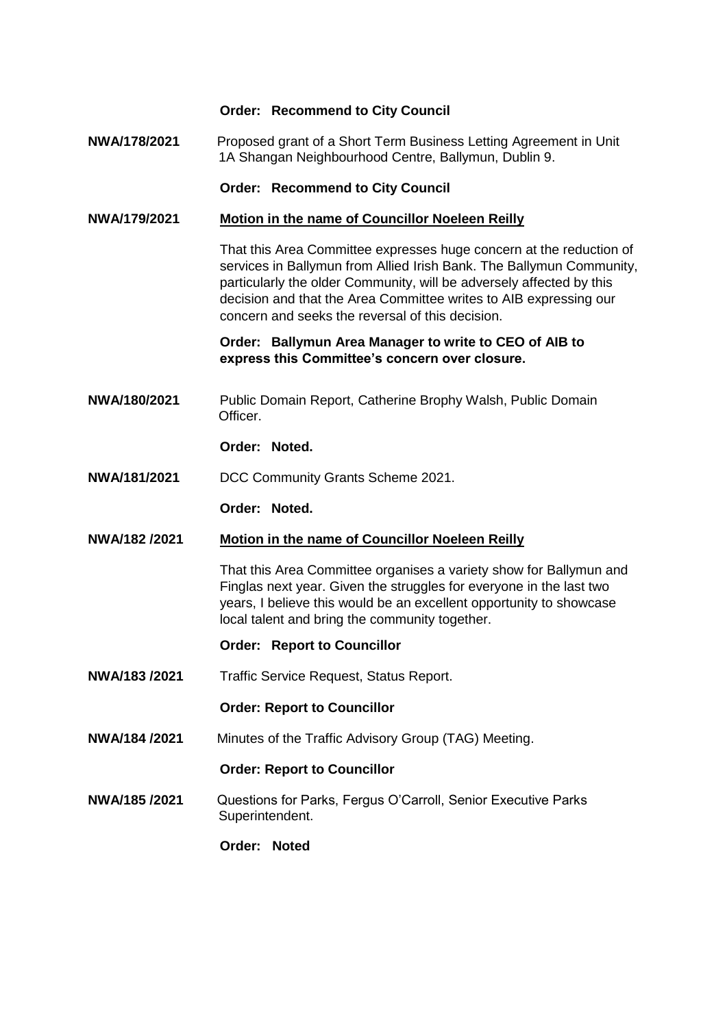**Order: Recommend to City Council**

**NWA/178/2021** Proposed grant of a Short Term Business Letting Agreement in Unit 1A Shangan Neighbourhood Centre, Ballymun, Dublin 9.

**Order: Recommend to City Council**

**NWA/179/2021** **<u>Motion in the name of Councillor Noeleen Reilly</u>**

That this Area Committee expresses huge concern at the reduction of services in Ballymun from Allied Irish Bank. The Ballymun Community, particularly the older Community, will be adversely affected by this decision and that the Area Committee writes to AIB expressing our concern and seeks the reversal of this decision.

**Order: Ballymun Area Manager to write to CEO of AIB to express this Committee's concern over closure.**

**NWA/180/2021** Public Domain Report, Catherine Brophy Walsh, Public Domain Officer.

**Order: Noted.**

**NWA/181/2021** DCC Community Grants Scheme 2021.

**Order: Noted.**

**NWA/182 /2021** **<u>Motion in the name of Councillor Noeleen Reilly</u>**

That this Area Committee organises a variety show for Ballymun and Finglas next year. Given the struggles for everyone in the last two years, I believe this would be an excellent opportunity to showcase local talent and bring the community together.

**Order: Report to Councillor**

**NWA/183 /2021** Traffic Service Request, Status Report.

**Order: Report to Councillor**

**NWA/184 /2021** Minutes of the Traffic Advisory Group (TAG) Meeting.

**Order: Report to Councillor**

**NWA/185 /2021** Questions for Parks, Fergus O'Carroll, Senior Executive Parks Superintendent.

**Order: Noted**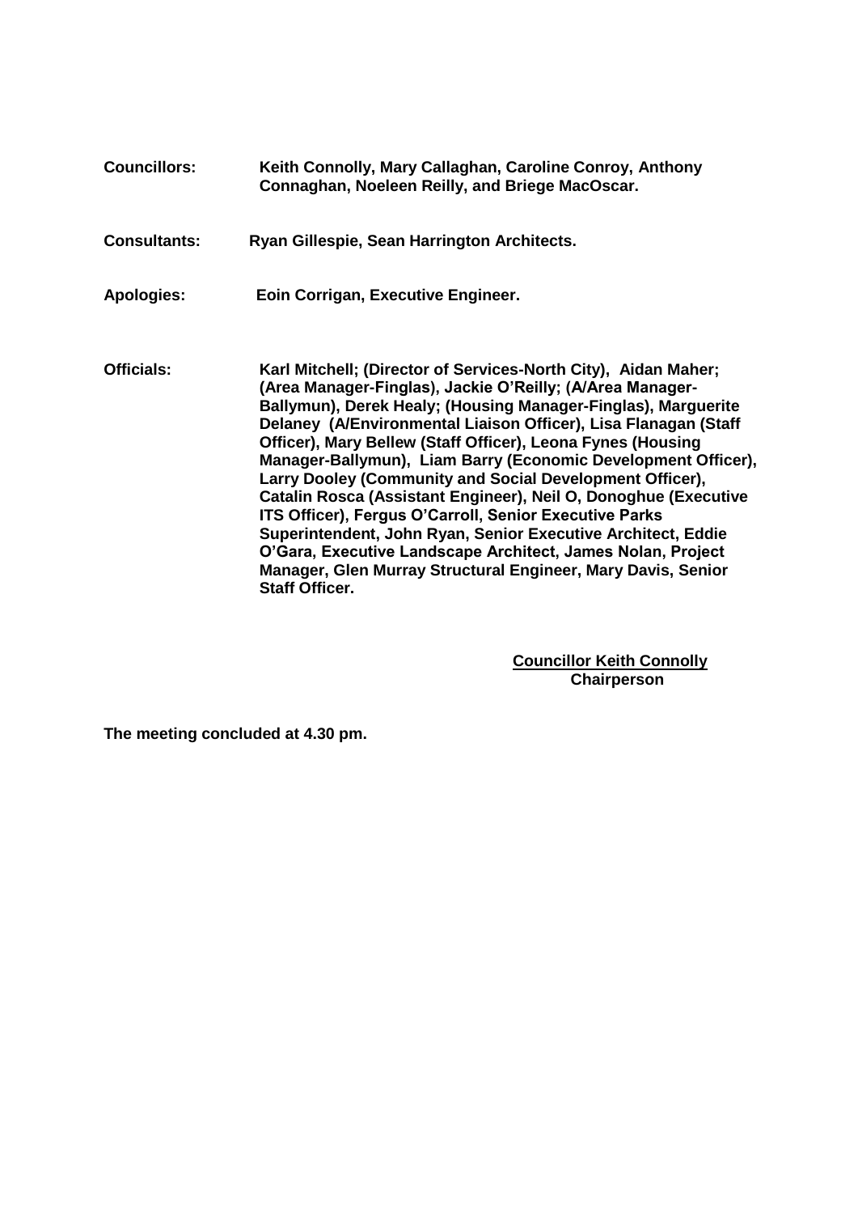**Councillors:** **Keith Connolly, Mary Callaghan, Caroline Conroy, Anthony Connaghan, Noeleen Reilly, and Briege MacOscar.**

**Consultants:** **Ryan Gillespie, Sean Harrington Architects.**

**Apologies:** **Eoin Corrigan, Executive Engineer.**

**Officials:** **Karl Mitchell; (Director of Services-North City), Aidan Maher; (Area Manager-Finglas), Jackie O'Reilly; (A/Area Manager-Ballymun), Derek Healy; (Housing Manager-Finglas), Marguerite Delaney (A/Environmental Liaison Officer), Lisa Flanagan (Staff Officer), Mary Bellew (Staff Officer), Leona Fynes (Housing Manager-Ballymun), Liam Barry (Economic Development Officer), Larry Dooley (Community and Social Development Officer), Catalin Rosca (Assistant Engineer), Neil O, Donoghue (Executive ITS Officer), Fergus O'Carroll, Senior Executive Parks Superintendent, John Ryan, Senior Executive Architect, Eddie O'Gara, Executive Landscape Architect, James Nolan, Project Manager, Glen Murray Structural Engineer, Mary Davis, Senior Staff Officer.**

**<u>Councillor Keith Connolly</u>**
**Chairperson**

**The meeting concluded at 4.30 pm.**